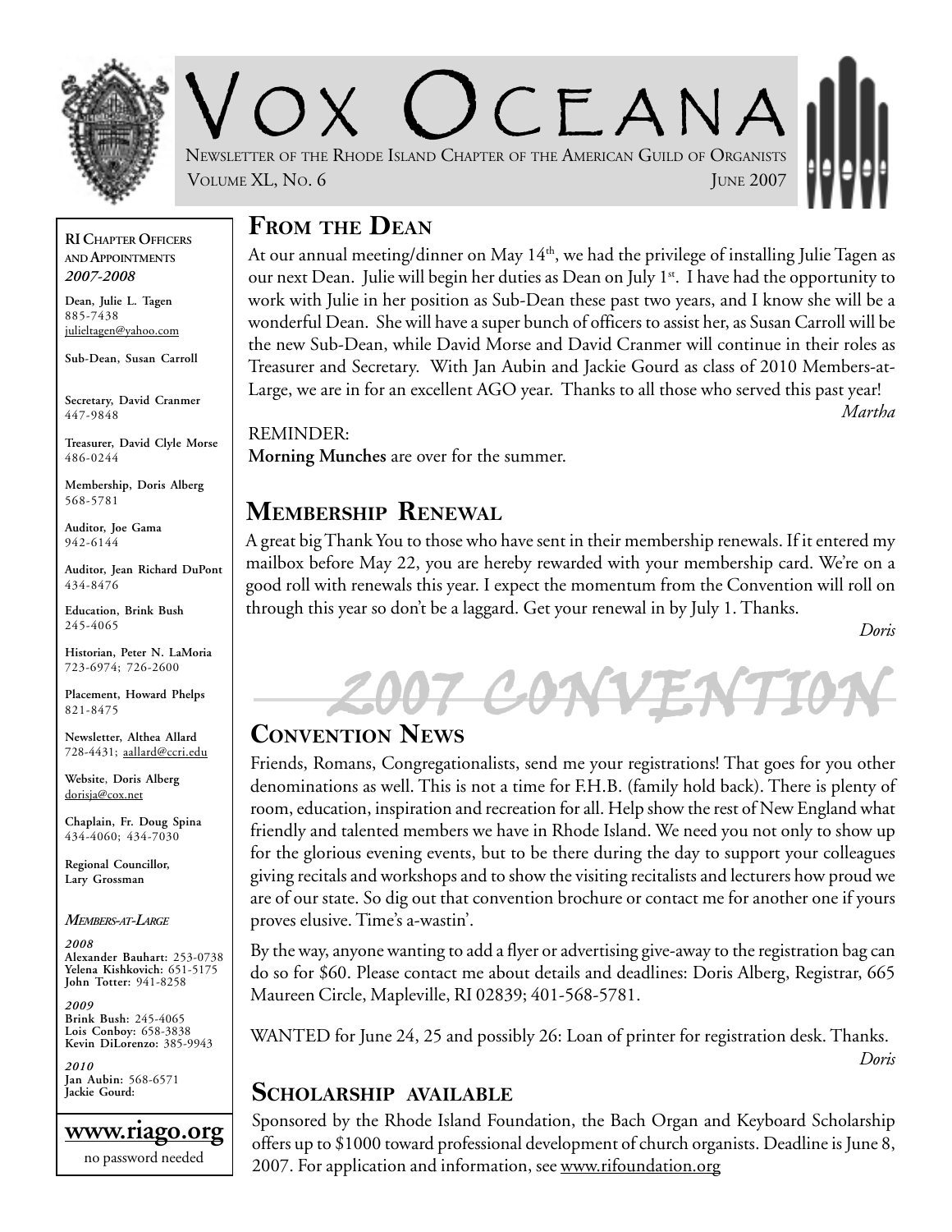# Vox Oceana

Newsletter of the Rhode Island Chapter of the American Guild of Organists

Volume XL, No. 6 — June 2007

**RI Chapter Officers and Appointments**
***2007-2008***

**Dean, Julie L. Tagen**
885-7438
julieltagen@yahoo.com

**Sub-Dean, Susan Carroll**

**Secretary, David Cranmer**
447-9848

**Treasurer, David Clyle Morse**
486-0244

**Membership, Doris Alberg**
568-5781

**Auditor, Joe Gama**
942-6144

**Auditor, Jean Richard DuPont**
434-8476

**Education, Brink Bush**
245-4065

**Historian, Peter N. LaMoria**
723-6974; 726-2600

**Placement, Howard Phelps**
821-8475

**Newsletter, Althea Allard**
728-4431; aallard@ccri.edu

**Website, Doris Alberg**
dorisja@cox.net

**Chaplain, Fr. Doug Spina**
434-4060; 434-7030

**Regional Councillor, Lary Grossman**

***Members-at-Large***

***2008***
**Alexander Bauhart:** 253-0738
**Yelena Kishkovich:** 651-5175
**John Totter:** 941-8258

***2009***
**Brink Bush:** 245-4065
**Lois Conboy:** 658-3838
**Kevin DiLorenzo:** 385-9943

***2010***
**Jan Aubin:** 568-6571
**Jackie Gourd:**

**www.riago.org**
no password needed

## From the Dean

At our annual meeting/dinner on May 14th, we had the privilege of installing Julie Tagen as our next Dean. Julie will begin her duties as Dean on July 1st. I have had the opportunity to work with Julie in her position as Sub-Dean these past two years, and I know she will be a wonderful Dean. She will have a super bunch of officers to assist her, as Susan Carroll will be the new Sub-Dean, while David Morse and David Cranmer will continue in their roles as Treasurer and Secretary. With Jan Aubin and Jackie Gourd as class of 2010 Members-at-Large, we are in for an excellent AGO year. Thanks to all those who served this past year!

*Martha*

REMINDER:
**Morning Munches** are over for the summer.

## Membership Renewal

A great big Thank You to those who have sent in their membership renewals. If it entered my mailbox before May 22, you are hereby rewarded with your membership card. We're on a good roll with renewals this year. I expect the momentum from the Convention will roll on through this year so don't be a laggard. Get your renewal in by July 1. Thanks.

*Doris*

# 2007 CONVENTION

## Convention News

Friends, Romans, Congregationalists, send me your registrations! That goes for you other denominations as well. This is not a time for F.H.B. (family hold back). There is plenty of room, education, inspiration and recreation for all. Help show the rest of New England what friendly and talented members we have in Rhode Island. We need you not only to show up for the glorious evening events, but to be there during the day to support your colleagues giving recitals and workshops and to show the visiting recitalists and lecturers how proud we are of our state. So dig out that convention brochure or contact me for another one if yours proves elusive. Time's a-wastin'.

By the way, anyone wanting to add a flyer or advertising give-away to the registration bag can do so for $60. Please contact me about details and deadlines: Doris Alberg, Registrar, 665 Maureen Circle, Mapleville, RI 02839; 401-568-5781.

WANTED for June 24, 25 and possibly 26: Loan of printer for registration desk. Thanks.

*Doris*

## Scholarship available

Sponsored by the Rhode Island Foundation, the Bach Organ and Keyboard Scholarship offers up to $1000 toward professional development of church organists. Deadline is June 8, 2007. For application and information, see www.rifoundation.org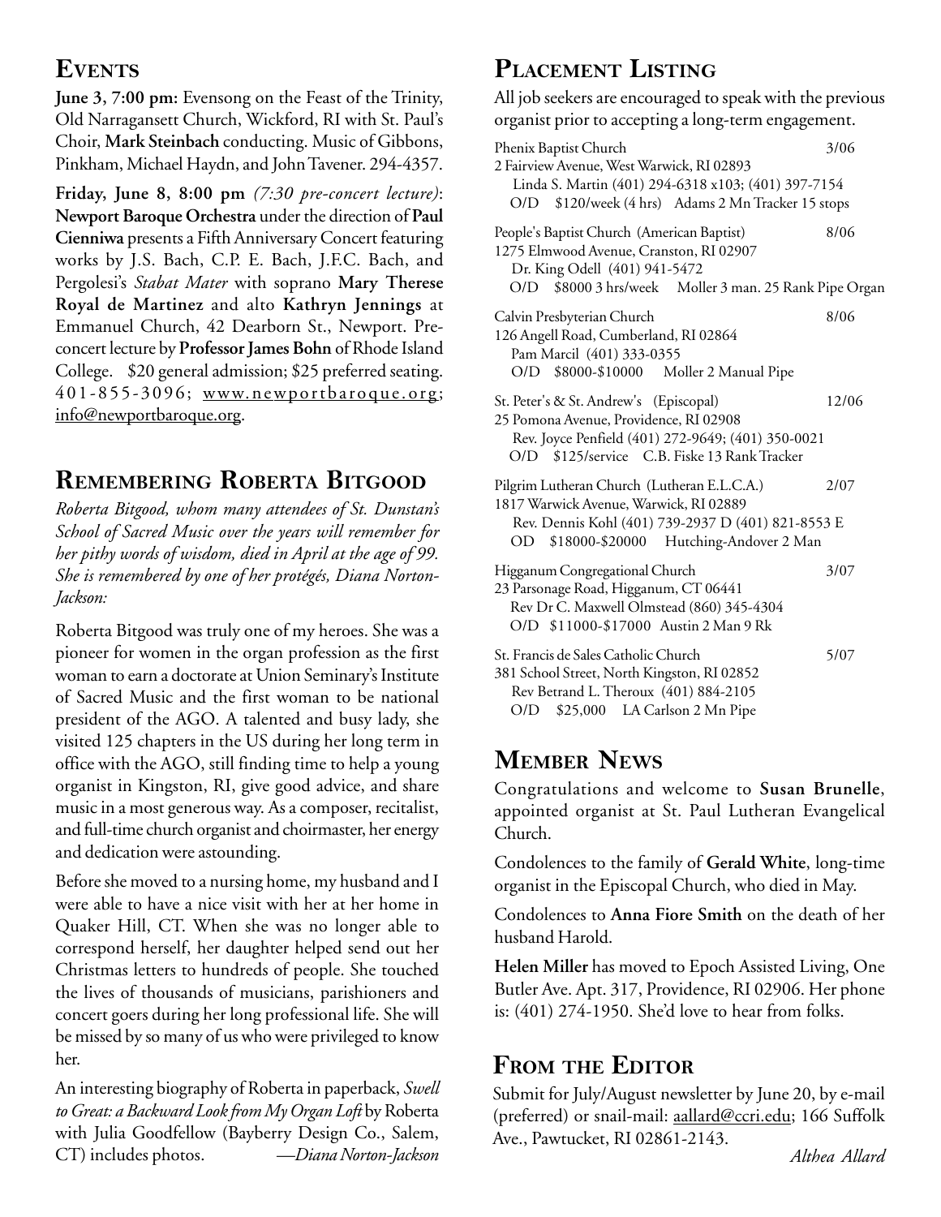## Events

**June 3, 7:00 pm:** Evensong on the Feast of the Trinity, Old Narragansett Church, Wickford, RI with St. Paul's Choir, **Mark Steinbach** conducting. Music of Gibbons, Pinkham, Michael Haydn, and John Tavener. 294-4357.

**Friday, June 8, 8:00 pm** *(7:30 pre-concert lecture)*: **Newport Baroque Orchestra** under the direction of **Paul Cienniwa** presents a Fifth Anniversary Concert featuring works by J.S. Bach, C.P. E. Bach, J.F.C. Bach, and Pergolesi's *Stabat Mater* with soprano **Mary Therese Royal de Martinez** and alto **Kathryn Jennings** at Emmanuel Church, 42 Dearborn St., Newport. Pre-concert lecture by **Professor James Bohn** of Rhode Island College. $20 general admission; $25 preferred seating. 401-855-3096; www.newportbaroque.org; info@newportbaroque.org.

## Remembering Roberta Bitgood

*Roberta Bitgood, whom many attendees of St. Dunstan's School of Sacred Music over the years will remember for her pithy words of wisdom, died in April at the age of 99. She is remembered by one of her protégés, Diana Norton-Jackson:*

Roberta Bitgood was truly one of my heroes. She was a pioneer for women in the organ profession as the first woman to earn a doctorate at Union Seminary's Institute of Sacred Music and the first woman to be national president of the AGO. A talented and busy lady, she visited 125 chapters in the US during her long term in office with the AGO, still finding time to help a young organist in Kingston, RI, give good advice, and share music in a most generous way. As a composer, recitalist, and full-time church organist and choirmaster, her energy and dedication were astounding.

Before she moved to a nursing home, my husband and I were able to have a nice visit with her at her home in Quaker Hill, CT. When she was no longer able to correspond herself, her daughter helped send out her Christmas letters to hundreds of people. She touched the lives of thousands of musicians, parishioners and concert goers during her long professional life. She will be missed by so many of us who were privileged to know her.

An interesting biography of Roberta in paperback, *Swell to Great: a Backward Look from My Organ Loft* by Roberta with Julia Goodfellow (Bayberry Design Co., Salem, CT) includes photos. —*Diana Norton-Jackson*

## Placement Listing

All job seekers are encouraged to speak with the previous organist prior to accepting a long-term engagement.

Phenix Baptist Church 3/06
2 Fairview Avenue, West Warwick, RI 02893
Linda S. Martin (401) 294-6318 x103; (401) 397-7154
O/D $120/week (4 hrs) Adams 2 Mn Tracker 15 stops

People's Baptist Church (American Baptist) 8/06
1275 Elmwood Avenue, Cranston, RI 02907
Dr. King Odell (401) 941-5472
O/D $8000 3 hrs/week Moller 3 man. 25 Rank Pipe Organ

Calvin Presbyterian Church 8/06
126 Angell Road, Cumberland, RI 02864
Pam Marcil (401) 333-0355
O/D $8000-$10000 Moller 2 Manual Pipe

St. Peter's & St. Andrew's (Episcopal) 12/06
25 Pomona Avenue, Providence, RI 02908
Rev. Joyce Penfield (401) 272-9649; (401) 350-0021
O/D $125/service C.B. Fiske 13 Rank Tracker

Pilgrim Lutheran Church (Lutheran E.L.C.A.) 2/07
1817 Warwick Avenue, Warwick, RI 02889
Rev. Dennis Kohl (401) 739-2937 D (401) 821-8553 E
OD $18000-$20000 Hutching-Andover 2 Man

Higganum Congregational Church 3/07
23 Parsonage Road, Higganum, CT 06441
Rev Dr C. Maxwell Olmstead (860) 345-4304
O/D $11000-$17000 Austin 2 Man 9 Rk

St. Francis de Sales Catholic Church 5/07
381 School Street, North Kingston, RI 02852
Rev Betrand L. Theroux (401) 884-2105
O/D $25,000 LA Carlson 2 Mn Pipe

## Member News

Congratulations and welcome to **Susan Brunelle**, appointed organist at St. Paul Lutheran Evangelical Church.

Condolences to the family of **Gerald White**, long-time organist in the Episcopal Church, who died in May.

Condolences to **Anna Fiore Smith** on the death of her husband Harold.

**Helen Miller** has moved to Epoch Assisted Living, One Butler Ave. Apt. 317, Providence, RI 02906. Her phone is: (401) 274-1950. She'd love to hear from folks.

## From the Editor

Submit for July/August newsletter by June 20, by e-mail (preferred) or snail-mail: aallard@ccri.edu; 166 Suffolk Ave., Pawtucket, RI 02861-2143.

*Althea Allard*